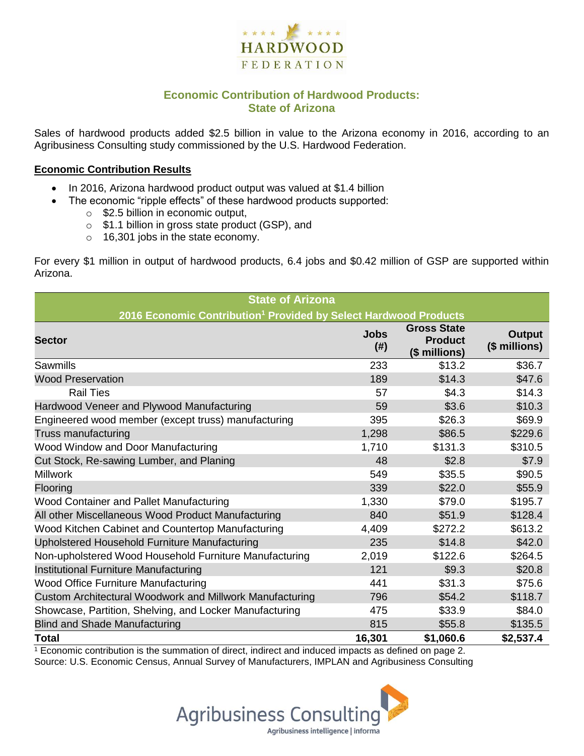HARDWOOD FEDERATION

# Economic Contribution of Hardwood Products: State of Arizona

Sales of hardwood products added $2.5 billion in value to the Arizona economy in 2016, according to an Agribusiness Consulting study commissioned by the U.S. Hardwood Federation.

## Economic Contribution Results

- In 2016, Arizona hardwood product output was valued at $1.4 billion
- The economic "ripple effects" of these hardwood products supported:
  - $2.5 billion in economic output,
  - $1.1 billion in gross state product (GSP), and
  - 16,301 jobs in the state economy.

For every $1 million in output of hardwood products, 6.4 jobs and $0.42 million of GSP are supported within Arizona.

| State of Arizona 2016 Economic Contribution[1] Provided by Select Hardwood Products | | | |
|---|---|---|---|
| **Sector** | **Jobs (#)** | **Gross State Product ($ millions)** | **Output ($ millions)** |
| Sawmills | 233 | $13.2 | $36.7 |
| Wood Preservation | 189 | $14.3 | $47.6 |
| Rail Ties | 57 | $4.3 | $14.3 |
| Hardwood Veneer and Plywood Manufacturing | 59 | $3.6 | $10.3 |
| Engineered wood member (except truss) manufacturing | 395 | $26.3 | $69.9 |
| Truss manufacturing | 1,298 | $86.5 | $229.6 |
| Wood Window and Door Manufacturing | 1,710 | $131.3 | $310.5 |
| Cut Stock, Re-sawing Lumber, and Planing | 48 | $2.8 | $7.9 |
| Millwork | 549 | $35.5 | $90.5 |
| Flooring | 339 | $22.0 | $55.9 |
| Wood Container and Pallet Manufacturing | 1,330 | $79.0 | $195.7 |
| All other Miscellaneous Wood Product Manufacturing | 840 | $51.9 | $128.4 |
| Wood Kitchen Cabinet and Countertop Manufacturing | 4,409 | $272.2 | $613.2 |
| Upholstered Household Furniture Manufacturing | 235 | $14.8 | $42.0 |
| Non-upholstered Wood Household Furniture Manufacturing | 2,019 | $122.6 | $264.5 |
| Institutional Furniture Manufacturing | 121 | $9.3 | $20.8 |
| Wood Office Furniture Manufacturing | 441 | $31.3 | $75.6 |
| Custom Architectural Woodwork and Millwork Manufacturing | 796 | $54.2 | $118.7 |
| Showcase, Partition, Shelving, and Locker Manufacturing | 475 | $33.9 | $84.0 |
| Blind and Shade Manufacturing | 815 | $55.8 | $135.5 |
| **Total** | **16,301** | **$1,060.6** | **$2,537.4** |

[1] Economic contribution is the summation of direct, indirect and induced impacts as defined on page 2.

Source: U.S. Economic Census, Annual Survey of Manufacturers, IMPLAN and Agribusiness Consulting

Agribusiness Consulting
Agribusiness intelligence | informa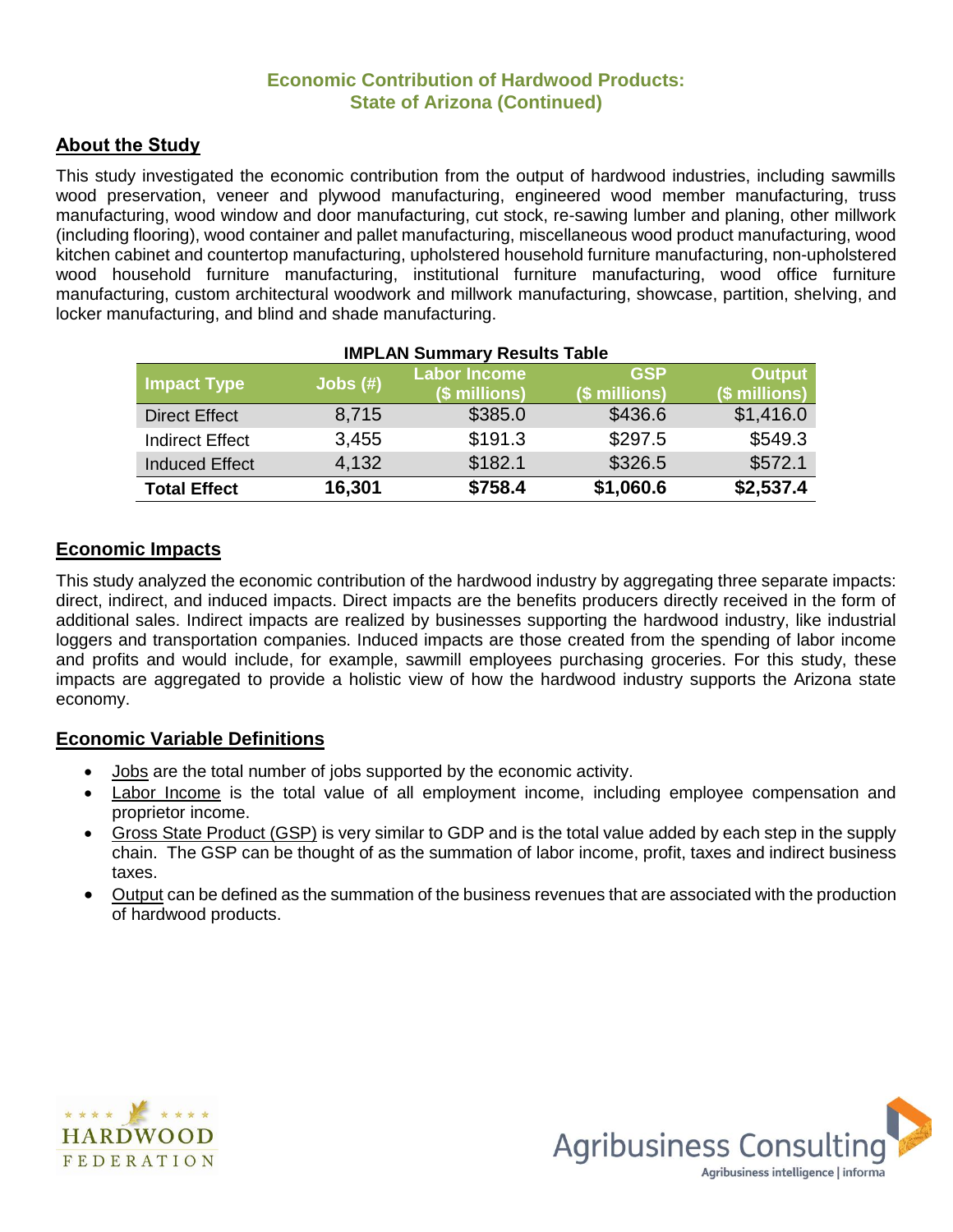## Economic Contribution of Hardwood Products: State of Arizona (Continued)

### About the Study

This study investigated the economic contribution from the output of hardwood industries, including sawmills wood preservation, veneer and plywood manufacturing, engineered wood member manufacturing, truss manufacturing, wood window and door manufacturing, cut stock, re-sawing lumber and planing, other millwork (including flooring), wood container and pallet manufacturing, miscellaneous wood product manufacturing, wood kitchen cabinet and countertop manufacturing, upholstered household furniture manufacturing, non-upholstered wood household furniture manufacturing, institutional furniture manufacturing, wood office furniture manufacturing, custom architectural woodwork and millwork manufacturing, showcase, partition, shelving, and locker manufacturing, and blind and shade manufacturing.

**IMPLAN Summary Results Table**

| Impact Type | Jobs (#) | Labor Income ($ millions) | GSP ($ millions) | Output ($ millions) |
|---|---|---|---|---|
| Direct Effect | 8,715 | $385.0 | $436.6 | $1,416.0 |
| Indirect Effect | 3,455 | $191.3 | $297.5 | $549.3 |
| Induced Effect | 4,132 | $182.1 | $326.5 | $572.1 |
| **Total Effect** | **16,301** | **$758.4** | **$1,060.6** | **$2,537.4** |

### Economic Impacts

This study analyzed the economic contribution of the hardwood industry by aggregating three separate impacts: direct, indirect, and induced impacts. Direct impacts are the benefits producers directly received in the form of additional sales. Indirect impacts are realized by businesses supporting the hardwood industry, like industrial loggers and transportation companies. Induced impacts are those created from the spending of labor income and profits and would include, for example, sawmill employees purchasing groceries. For this study, these impacts are aggregated to provide a holistic view of how the hardwood industry supports the Arizona state economy.

### Economic Variable Definitions

- Jobs are the total number of jobs supported by the economic activity.
- Labor Income is the total value of all employment income, including employee compensation and proprietor income.
- Gross State Product (GSP) is very similar to GDP and is the total value added by each step in the supply chain. The GSP can be thought of as the summation of labor income, profit, taxes and indirect business taxes.
- Output can be defined as the summation of the business revenues that are associated with the production of hardwood products.

HARDWOOD FEDERATION

Agribusiness Consulting
Agribusiness intelligence | informa